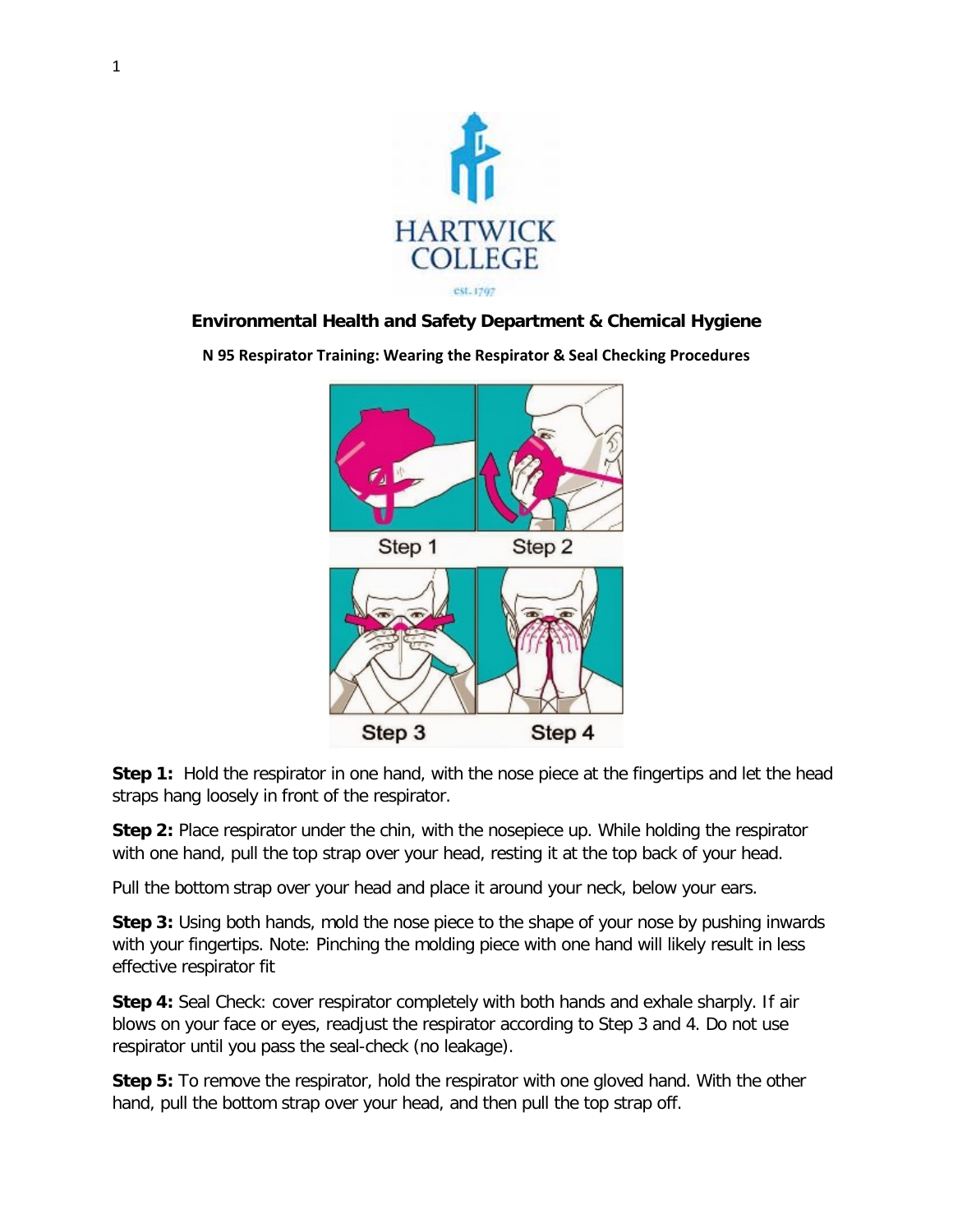**Environmental Health and Safety Department & Chemical Hygiene**

**N 95 Respirator Training: Wearing the Respirator & Seal Checking Procedures**

Step 1 Step 2

Step 3 Step 4

**Step 1:** Hold the respirator in one hand, with the nose piece at the fingertips and let the head straps hang loosely in front of the respirator.

**Step 2:** Place respirator under the chin, with the nosepiece up. While holding the respirator with one hand, pull the top strap over your head, resting it at the top back of your head.

Pull the bottom strap over your head and place it around your neck, below your ears.

**Step 3:** Using both hands, mold the nose piece to the shape of your nose by pushing inwards with your fingertips. Note: Pinching the molding piece with one hand will likely result in less effective respirator fit

**Step 4:** Seal Check: cover respirator completely with both hands and exhale sharply. If air blows on your face or eyes, readjust the respirator according to Step 3 and 4. Do not use respirator until you pass the seal-check (no leakage).

**Step 5:** To remove the respirator, hold the respirator with one gloved hand. With the other hand, pull the bottom strap over your head, and then pull the top strap off.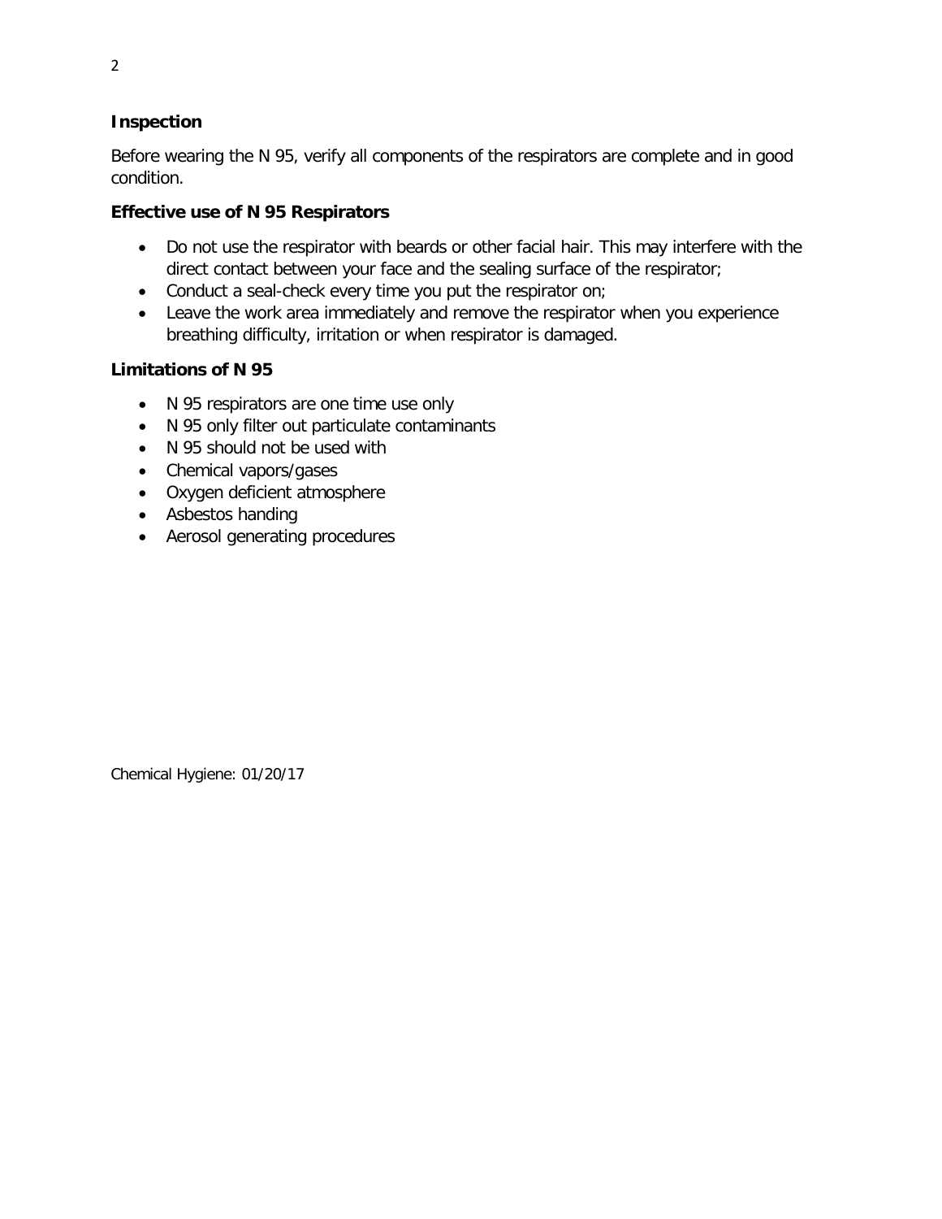### Inspection

Before wearing the N 95, verify all components of the respirators are complete and in good condition.

### Effective use of N 95 Respirators

- Do not use the respirator with beards or other facial hair. This may interfere with the direct contact between your face and the sealing surface of the respirator;
- Conduct a seal-check every time you put the respirator on;
- Leave the work area immediately and remove the respirator when you experience breathing difficulty, irritation or when respirator is damaged.

### Limitations of N 95

- N 95 respirators are one time use only
- N 95 only filter out particulate contaminants
- N 95 should not be used with
- Chemical vapors/gases
- Oxygen deficient atmosphere
- Asbestos handing
- Aerosol generating procedures

Chemical Hygiene: 01/20/17